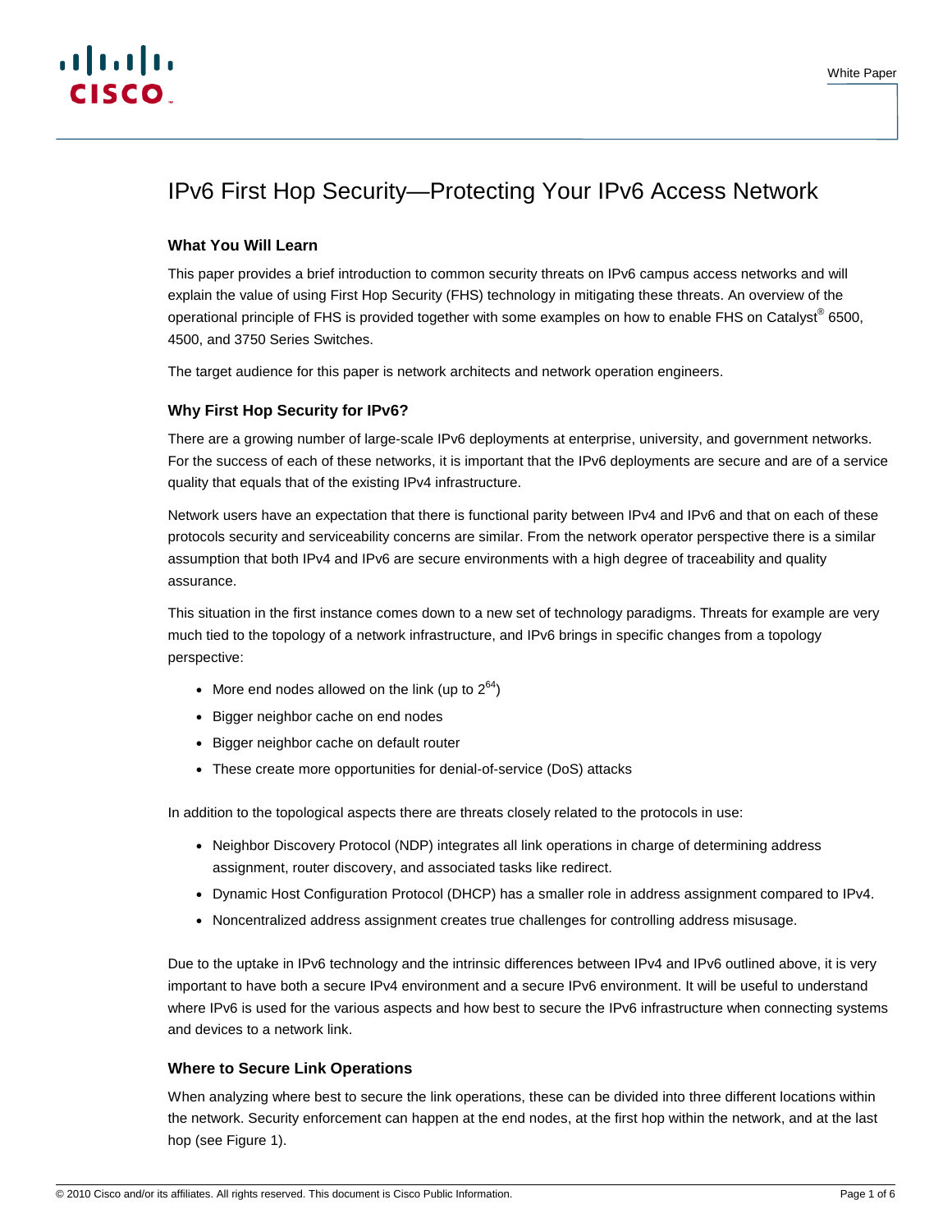# IPv6 First Hop Security—Protecting Your IPv6 Access Network

## What You Will Learn

This paper provides a brief introduction to common security threats on IPv6 campus access networks and will explain the value of using First Hop Security (FHS) technology in mitigating these threats. An overview of the operational principle of FHS is provided together with some examples on how to enable FHS on Catalyst® 6500, 4500, and 3750 Series Switches.

The target audience for this paper is network architects and network operation engineers.

## Why First Hop Security for IPv6?

There are a growing number of large-scale IPv6 deployments at enterprise, university, and government networks. For the success of each of these networks, it is important that the IPv6 deployments are secure and are of a service quality that equals that of the existing IPv4 infrastructure.

Network users have an expectation that there is functional parity between IPv4 and IPv6 and that on each of these protocols security and serviceability concerns are similar. From the network operator perspective there is a similar assumption that both IPv4 and IPv6 are secure environments with a high degree of traceability and quality assurance.

This situation in the first instance comes down to a new set of technology paradigms. Threats for example are very much tied to the topology of a network infrastructure, and IPv6 brings in specific changes from a topology perspective:

- More end nodes allowed on the link (up to $2^{64}$)
- Bigger neighbor cache on end nodes
- Bigger neighbor cache on default router
- These create more opportunities for denial-of-service (DoS) attacks

In addition to the topological aspects there are threats closely related to the protocols in use:

- Neighbor Discovery Protocol (NDP) integrates all link operations in charge of determining address assignment, router discovery, and associated tasks like redirect.
- Dynamic Host Configuration Protocol (DHCP) has a smaller role in address assignment compared to IPv4.
- Noncentralized address assignment creates true challenges for controlling address misusage.

Due to the uptake in IPv6 technology and the intrinsic differences between IPv4 and IPv6 outlined above, it is very important to have both a secure IPv4 environment and a secure IPv6 environment. It will be useful to understand where IPv6 is used for the various aspects and how best to secure the IPv6 infrastructure when connecting systems and devices to a network link.

## Where to Secure Link Operations

When analyzing where best to secure the link operations, these can be divided into three different locations within the network. Security enforcement can happen at the end nodes, at the first hop within the network, and at the last hop (see Figure 1).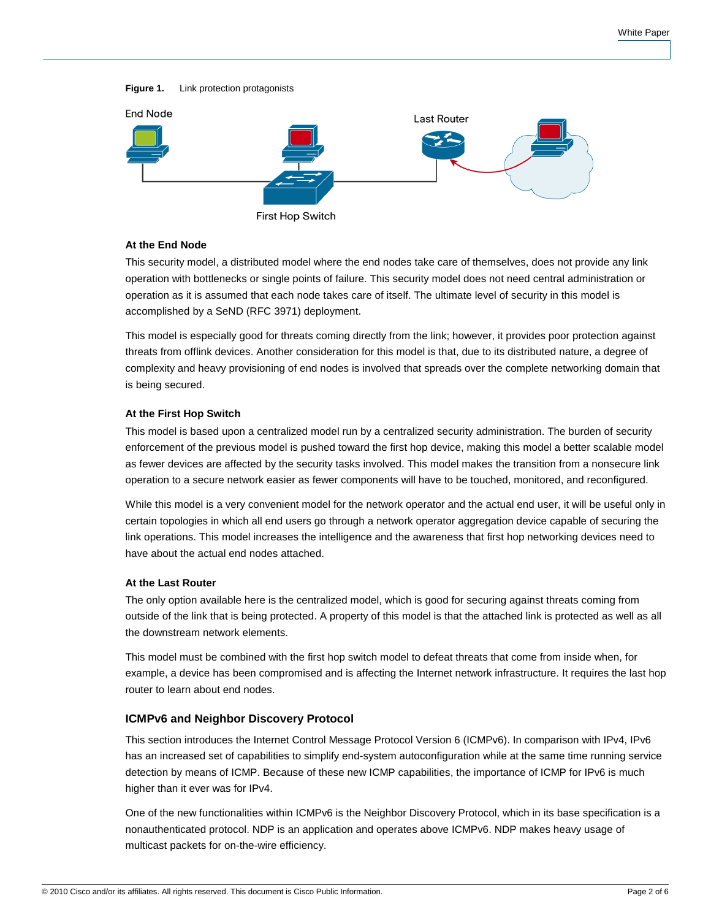**Figure 1.** Link protection protagonists

End Node

Last Router

First Hop Switch

#### At the End Node

This security model, a distributed model where the end nodes take care of themselves, does not provide any link operation with bottlenecks or single points of failure. This security model does not need central administration or operation as it is assumed that each node takes care of itself. The ultimate level of security in this model is accomplished by a SeND (RFC 3971) deployment.

This model is especially good for threats coming directly from the link; however, it provides poor protection against threats from offlink devices. Another consideration for this model is that, due to its distributed nature, a degree of complexity and heavy provisioning of end nodes is involved that spreads over the complete networking domain that is being secured.

#### At the First Hop Switch

This model is based upon a centralized model run by a centralized security administration. The burden of security enforcement of the previous model is pushed toward the first hop device, making this model a better scalable model as fewer devices are affected by the security tasks involved. This model makes the transition from a nonsecure link operation to a secure network easier as fewer components will have to be touched, monitored, and reconfigured.

While this model is a very convenient model for the network operator and the actual end user, it will be useful only in certain topologies in which all end users go through a network operator aggregation device capable of securing the link operations. This model increases the intelligence and the awareness that first hop networking devices need to have about the actual end nodes attached.

#### At the Last Router

The only option available here is the centralized model, which is good for securing against threats coming from outside of the link that is being protected. A property of this model is that the attached link is protected as well as all the downstream network elements.

This model must be combined with the first hop switch model to defeat threats that come from inside when, for example, a device has been compromised and is affecting the Internet network infrastructure. It requires the last hop router to learn about end nodes.

### ICMPv6 and Neighbor Discovery Protocol

This section introduces the Internet Control Message Protocol Version 6 (ICMPv6). In comparison with IPv4, IPv6 has an increased set of capabilities to simplify end-system autoconfiguration while at the same time running service detection by means of ICMP. Because of these new ICMP capabilities, the importance of ICMP for IPv6 is much higher than it ever was for IPv4.

One of the new functionalities within ICMPv6 is the Neighbor Discovery Protocol, which in its base specification is a nonauthenticated protocol. NDP is an application and operates above ICMPv6. NDP makes heavy usage of multicast packets for on-the-wire efficiency.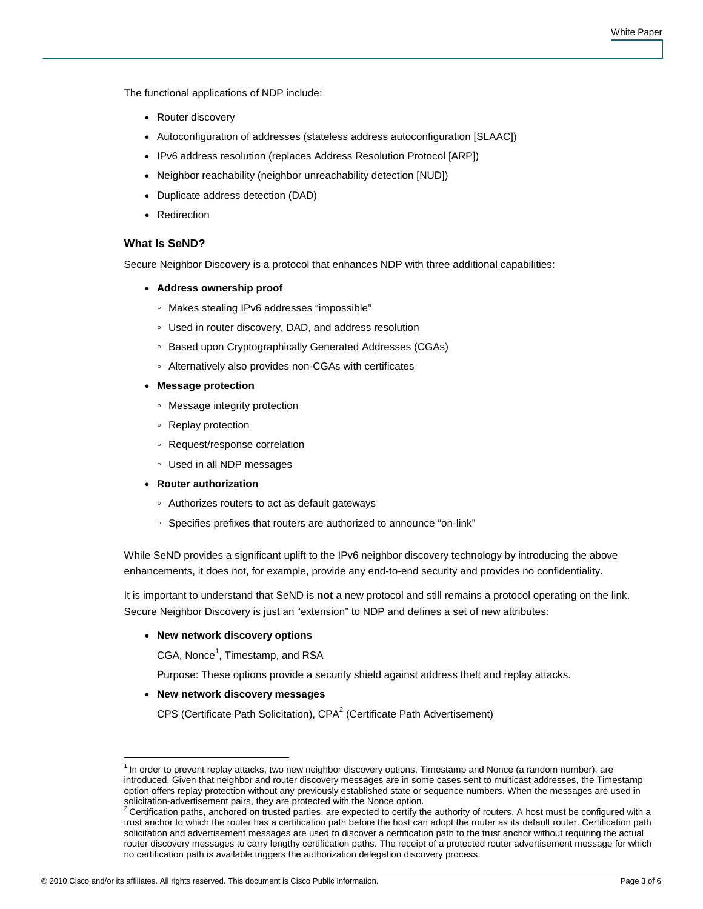The functional applications of NDP include:

- Router discovery
- Autoconfiguration of addresses (stateless address autoconfiguration [SLAAC])
- IPv6 address resolution (replaces Address Resolution Protocol [ARP])
- Neighbor reachability (neighbor unreachability detection [NUD])
- Duplicate address detection (DAD)
- Redirection

### What Is SeND?

Secure Neighbor Discovery is a protocol that enhances NDP with three additional capabilities:

- **Address ownership proof**
  - Makes stealing IPv6 addresses "impossible"
  - Used in router discovery, DAD, and address resolution
  - Based upon Cryptographically Generated Addresses (CGAs)
  - Alternatively also provides non-CGAs with certificates
- **Message protection**
  - Message integrity protection
  - Replay protection
  - Request/response correlation
  - Used in all NDP messages
- **Router authorization**
  - Authorizes routers to act as default gateways
  - Specifies prefixes that routers are authorized to announce "on-link"

While SeND provides a significant uplift to the IPv6 neighbor discovery technology by introducing the above enhancements, it does not, for example, provide any end-to-end security and provides no confidentiality.

It is important to understand that SeND is **not** a new protocol and still remains a protocol operating on the link. Secure Neighbor Discovery is just an "extension" to NDP and defines a set of new attributes:

- **New network discovery options**

  CGA, Nonce[1], Timestamp, and RSA

  Purpose: These options provide a security shield against address theft and replay attacks.

- **New network discovery messages**

  CPS (Certificate Path Solicitation), CPA[2] (Certificate Path Advertisement)

---

[1] In order to prevent replay attacks, two new neighbor discovery options, Timestamp and Nonce (a random number), are introduced. Given that neighbor and router discovery messages are in some cases sent to multicast addresses, the Timestamp option offers replay protection without any previously established state or sequence numbers. When the messages are used in solicitation-advertisement pairs, they are protected with the Nonce option.

[2] Certification paths, anchored on trusted parties, are expected to certify the authority of routers. A host must be configured with a trust anchor to which the router has a certification path before the host can adopt the router as its default router. Certification path solicitation and advertisement messages are used to discover a certification path to the trust anchor without requiring the actual router discovery messages to carry lengthy certification paths. The receipt of a protected router advertisement message for which no certification path is available triggers the authorization delegation discovery process.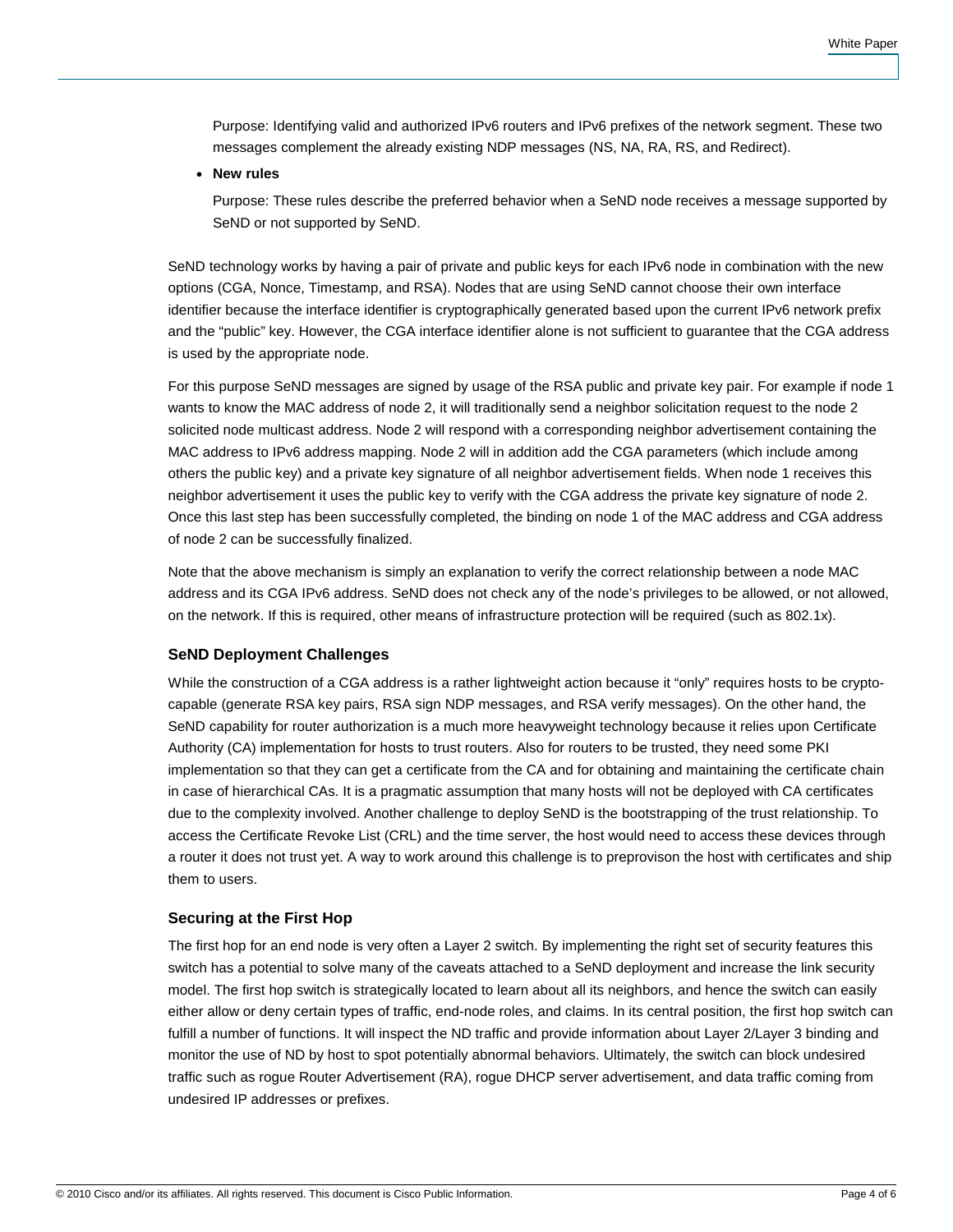Purpose: Identifying valid and authorized IPv6 routers and IPv6 prefixes of the network segment. These two messages complement the already existing NDP messages (NS, NA, RA, RS, and Redirect).

- **New rules**

  Purpose: These rules describe the preferred behavior when a SeND node receives a message supported by SeND or not supported by SeND.

SeND technology works by having a pair of private and public keys for each IPv6 node in combination with the new options (CGA, Nonce, Timestamp, and RSA). Nodes that are using SeND cannot choose their own interface identifier because the interface identifier is cryptographically generated based upon the current IPv6 network prefix and the "public" key. However, the CGA interface identifier alone is not sufficient to guarantee that the CGA address is used by the appropriate node.

For this purpose SeND messages are signed by usage of the RSA public and private key pair. For example if node 1 wants to know the MAC address of node 2, it will traditionally send a neighbor solicitation request to the node 2 solicited node multicast address. Node 2 will respond with a corresponding neighbor advertisement containing the MAC address to IPv6 address mapping. Node 2 will in addition add the CGA parameters (which include among others the public key) and a private key signature of all neighbor advertisement fields. When node 1 receives this neighbor advertisement it uses the public key to verify with the CGA address the private key signature of node 2. Once this last step has been successfully completed, the binding on node 1 of the MAC address and CGA address of node 2 can be successfully finalized.

Note that the above mechanism is simply an explanation to verify the correct relationship between a node MAC address and its CGA IPv6 address. SeND does not check any of the node's privileges to be allowed, or not allowed, on the network. If this is required, other means of infrastructure protection will be required (such as 802.1x).

### SeND Deployment Challenges

While the construction of a CGA address is a rather lightweight action because it "only" requires hosts to be crypto-capable (generate RSA key pairs, RSA sign NDP messages, and RSA verify messages). On the other hand, the SeND capability for router authorization is a much more heavyweight technology because it relies upon Certificate Authority (CA) implementation for hosts to trust routers. Also for routers to be trusted, they need some PKI implementation so that they can get a certificate from the CA and for obtaining and maintaining the certificate chain in case of hierarchical CAs. It is a pragmatic assumption that many hosts will not be deployed with CA certificates due to the complexity involved. Another challenge to deploy SeND is the bootstrapping of the trust relationship. To access the Certificate Revoke List (CRL) and the time server, the host would need to access these devices through a router it does not trust yet. A way to work around this challenge is to preprovison the host with certificates and ship them to users.

### Securing at the First Hop

The first hop for an end node is very often a Layer 2 switch. By implementing the right set of security features this switch has a potential to solve many of the caveats attached to a SeND deployment and increase the link security model. The first hop switch is strategically located to learn about all its neighbors, and hence the switch can easily either allow or deny certain types of traffic, end-node roles, and claims. In its central position, the first hop switch can fulfill a number of functions. It will inspect the ND traffic and provide information about Layer 2/Layer 3 binding and monitor the use of ND by host to spot potentially abnormal behaviors. Ultimately, the switch can block undesired traffic such as rogue Router Advertisement (RA), rogue DHCP server advertisement, and data traffic coming from undesired IP addresses or prefixes.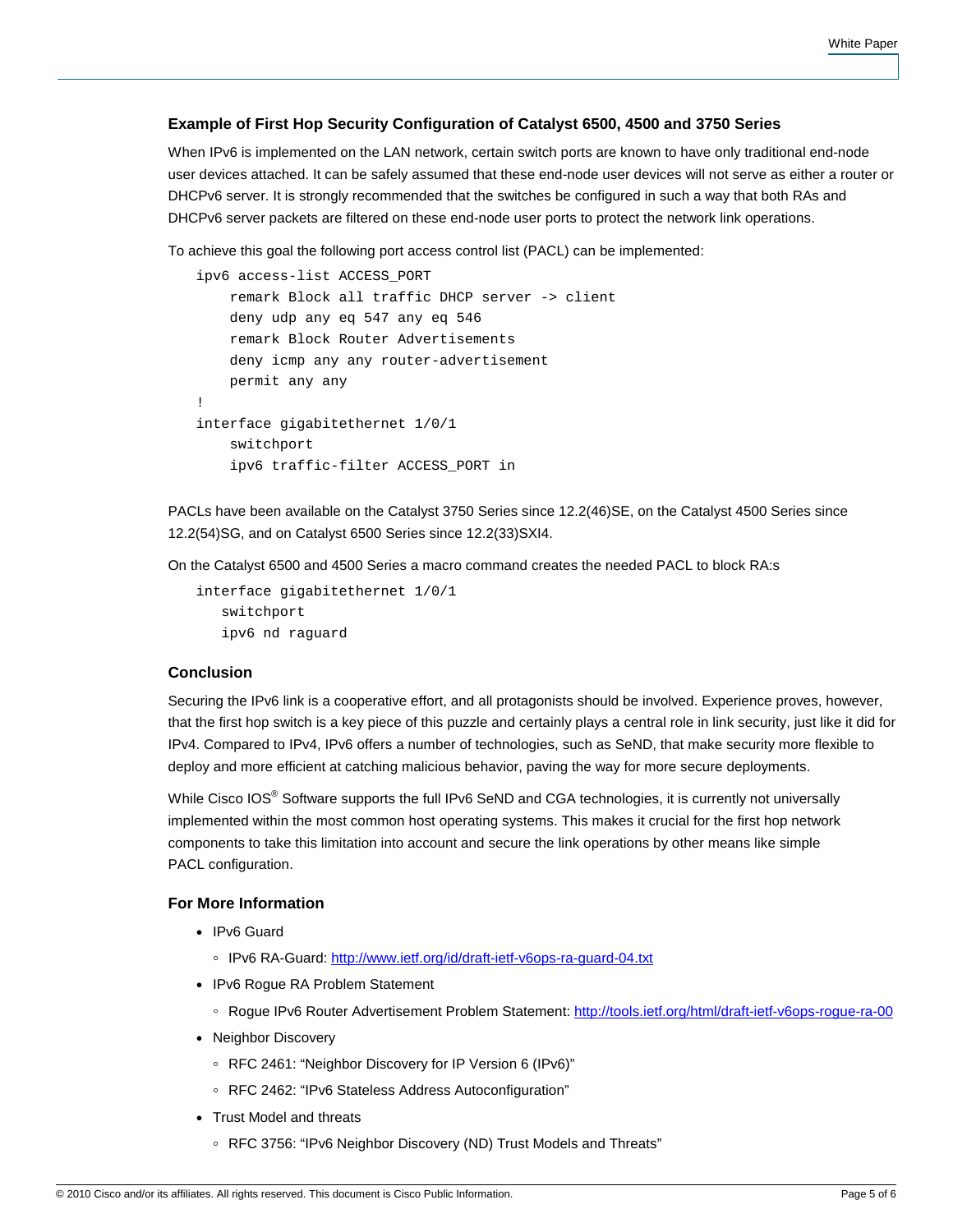### Example of First Hop Security Configuration of Catalyst 6500, 4500 and 3750 Series

When IPv6 is implemented on the LAN network, certain switch ports are known to have only traditional end-node user devices attached. It can be safely assumed that these end-node user devices will not serve as either a router or DHCPv6 server. It is strongly recommended that the switches be configured in such a way that both RAs and DHCPv6 server packets are filtered on these end-node user ports to protect the network link operations.

To achieve this goal the following port access control list (PACL) can be implemented:

```
ipv6 access-list ACCESS_PORT
    remark Block all traffic DHCP server -> client
    deny udp any eq 547 any eq 546
    remark Block Router Advertisements
    deny icmp any any router-advertisement
    permit any any
!
interface gigabitethernet 1/0/1
    switchport
    ipv6 traffic-filter ACCESS_PORT in
```

PACLs have been available on the Catalyst 3750 Series since 12.2(46)SE, on the Catalyst 4500 Series since 12.2(54)SG, and on Catalyst 6500 Series since 12.2(33)SXI4.

On the Catalyst 6500 and 4500 Series a macro command creates the needed PACL to block RA:s

```
interface gigabitethernet 1/0/1
   switchport
   ipv6 nd raguard
```

### Conclusion

Securing the IPv6 link is a cooperative effort, and all protagonists should be involved. Experience proves, however, that the first hop switch is a key piece of this puzzle and certainly plays a central role in link security, just like it did for IPv4. Compared to IPv4, IPv6 offers a number of technologies, such as SeND, that make security more flexible to deploy and more efficient at catching malicious behavior, paving the way for more secure deployments.

While Cisco IOS® Software supports the full IPv6 SeND and CGA technologies, it is currently not universally implemented within the most common host operating systems. This makes it crucial for the first hop network components to take this limitation into account and secure the link operations by other means like simple PACL configuration.

### For More Information

- IPv6 Guard
  - IPv6 RA-Guard: http://www.ietf.org/id/draft-ietf-v6ops-ra-guard-04.txt
- IPv6 Rogue RA Problem Statement
  - Rogue IPv6 Router Advertisement Problem Statement: http://tools.ietf.org/html/draft-ietf-v6ops-rogue-ra-00
- Neighbor Discovery
  - RFC 2461: "Neighbor Discovery for IP Version 6 (IPv6)"
  - RFC 2462: "IPv6 Stateless Address Autoconfiguration"
- Trust Model and threats
  - RFC 3756: "IPv6 Neighbor Discovery (ND) Trust Models and Threats"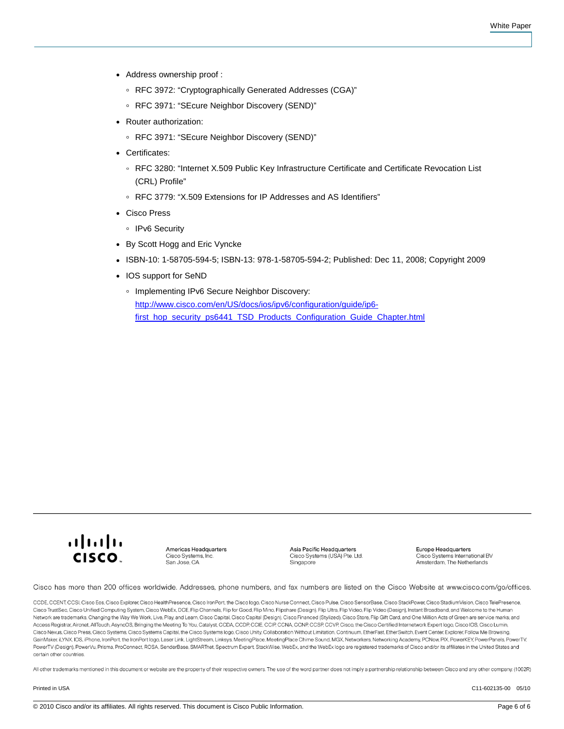- Address ownership proof :
  - RFC 3972: "Cryptographically Generated Addresses (CGA)"
  - RFC 3971: "SEcure Neighbor Discovery (SEND)"
- Router authorization:
  - RFC 3971: "SEcure Neighbor Discovery (SEND)"
- Certificates:
  - RFC 3280: "Internet X.509 Public Key Infrastructure Certificate and Certificate Revocation List (CRL) Profile"
  - RFC 3779: "X.509 Extensions for IP Addresses and AS Identifiers"
- Cisco Press
  - IPv6 Security
- By Scott Hogg and Eric Vyncke
- ISBN-10: 1-58705-594-5; ISBN-13: 978-1-58705-594-2; Published: Dec 11, 2008; Copyright 2009
- IOS support for SeND
  - Implementing IPv6 Secure Neighbor Discovery: [http://www.cisco.com/en/US/docs/ios/ipv6/configuration/guide/ip6-first_hop_security_ps6441_TSD_Products_Configuration_Guide_Chapter.html](http://www.cisco.com/en/US/docs/ios/ipv6/configuration/guide/ip6-first_hop_security_ps6441_TSD_Products_Configuration_Guide_Chapter.html)

CISCO

Americas Headquarters
Cisco Systems, Inc.
San Jose, CA

Asia Pacific Headquarters
Cisco Systems (USA) Pte. Ltd.
Singapore

Europe Headquarters
Cisco Systems International BV
Amsterdam, The Netherlands

Cisco has more than 200 offices worldwide. Addresses, phone numbers, and fax numbers are listed on the Cisco Website at www.cisco.com/go/offices.

CCDE, CCENT, CCSI, Cisco Eos, Cisco Explorer, Cisco HealthPresence, Cisco IronPort, the Cisco logo, Cisco Nurse Connect, Cisco Pulse, Cisco SensorBase, Cisco StackPower, Cisco StadiumVision, Cisco TelePresence, Cisco TrustSec, Cisco Unified Computing System, Cisco WebEx, DCE, Flip Channels, Flip for Good, Flip Mino, Flipshare (Design), Flip Ultra, Flip Video, Flip Video (Design), Instant Broadband, and Welcome to the Human Network are trademarks; Changing the Way We Work, Live, Play, and Learn, Cisco Capital, Cisco Capital (Design), Cisco:Financed (Stylized), Cisco Store, Flip Gift Card, and One Million Acts of Green are service marks; and Access Registrar, Aironet, AllTouch, AsyncOS, Bringing the Meeting To You, Catalyst, CCDA, CCDP, CCIE, CCIP, CCNA, CCNP, CCSP, CCVP, Cisco, the Cisco Certified Internetwork Expert logo, Cisco IOS, Cisco Lumin, Cisco Nexus, Cisco Press, Cisco Systems, Cisco Systems Capital, the Cisco Systems logo, Cisco Unity, Collaboration Without Limitation, Continuum, EtherFast, EtherSwitch, Event Center, Explorer, Follow Me Browsing, GainMaker, iLYNX, IOS, iPhone, IronPort, the IronPort logo, Laser Link, LightStream, Linksys, MeetingPlace, MeetingPlace Chime Sound, MGX, Networkers, Networking Academy, PCNow, PIX, PowerKEY, PowerPanels, PowerTV, PowerTV (Design), PowerVu, Prisma, ProConnect, ROSA, SenderBase, SMARTnet, Spectrum Expert, StackWise, WebEx, and the WebEx logo are registered trademarks of Cisco and/or its affiliates in the United States and certain other countries.

All other trademarks mentioned in this document or website are the property of their respective owners. The use of the word partner does not imply a partnership relationship between Cisco and any other company. (1002R)

Printed in USA C11-602135-00 05/10